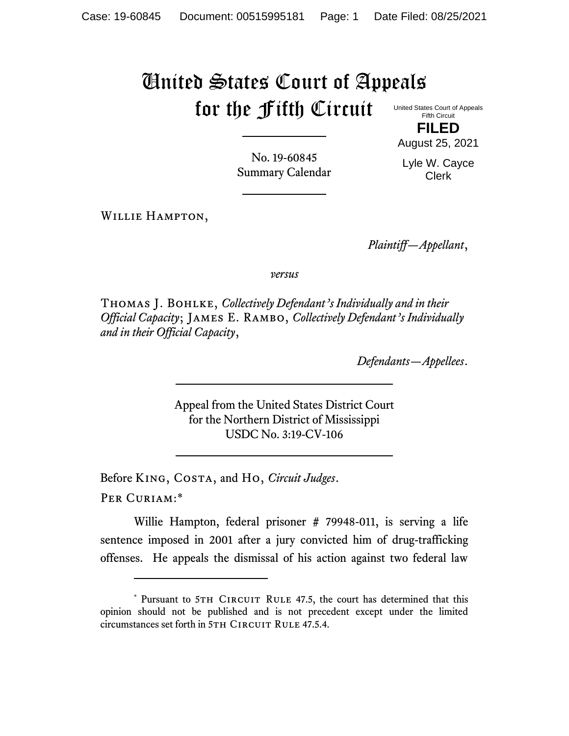# United States Court of Appeals for the Fifth Circuit

United States Court of Appeals
Fifth Circuit

**FILED**

August 25, 2021

Lyle W. Cayce
Clerk

No. 19-60845
Summary Calendar

---

Willie Hampton,

*Plaintiff—Appellant*,

*versus*

Thomas J. Bohlke, *Collectively Defendant's Individually and in their Official Capacity*; James E. Rambo, *Collectively Defendant's Individually and in their Official Capacity*,

*Defendants—Appellees*.

---

Appeal from the United States District Court
for the Northern District of Mississippi
USDC No. 3:19-CV-106

---

Before King, Costa, and Ho, *Circuit Judges*.

Per Curiam:*

Willie Hampton, federal prisoner # 79948-011, is serving a life sentence imposed in 2001 after a jury convicted him of drug-trafficking offenses. He appeals the dismissal of his action against two federal law

---

* Pursuant to 5th Circuit Rule 47.5, the court has determined that this opinion should not be published and is not precedent except under the limited circumstances set forth in 5th Circuit Rule 47.5.4.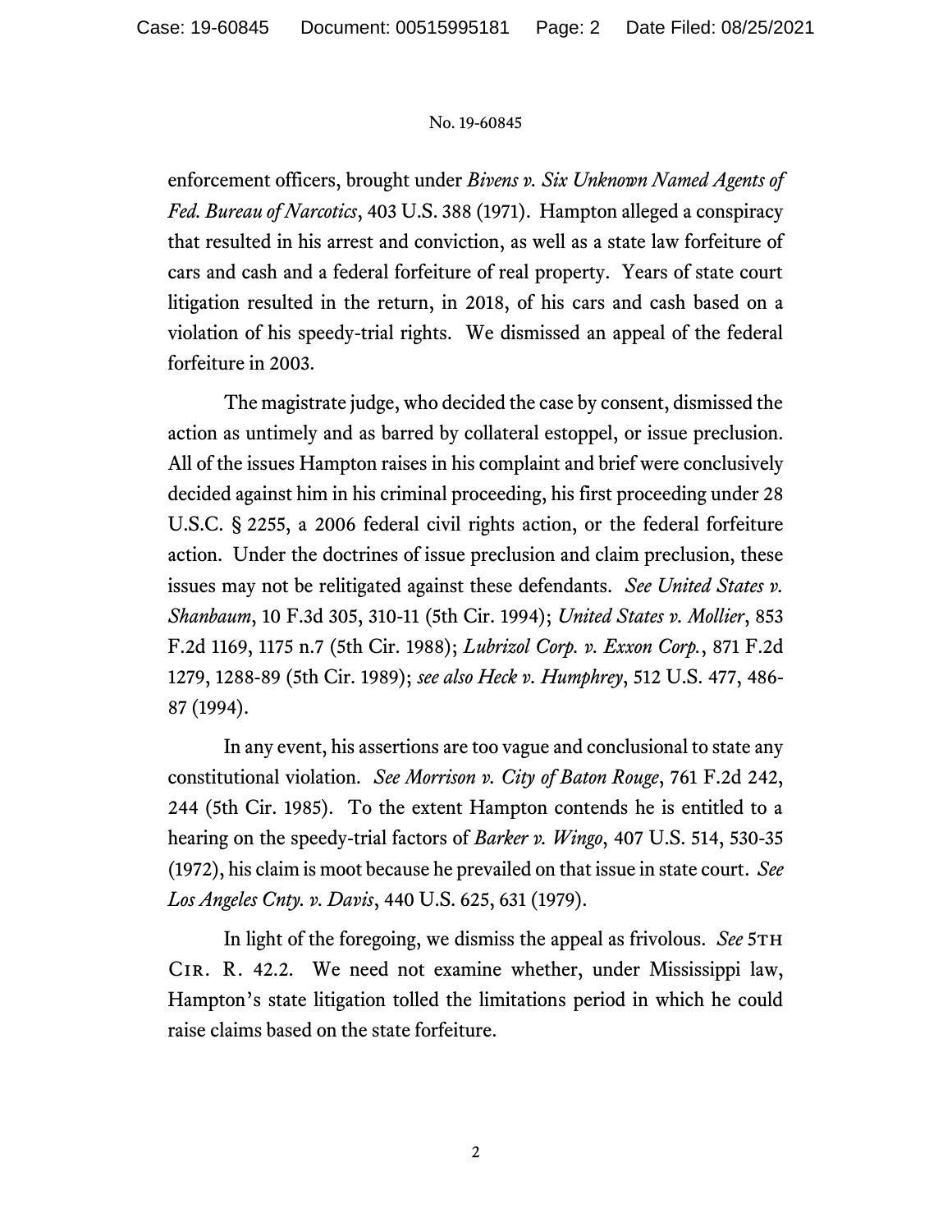enforcement officers, brought under *Bivens v. Six Unknown Named Agents of Fed. Bureau of Narcotics*, 403 U.S. 388 (1971). Hampton alleged a conspiracy that resulted in his arrest and conviction, as well as a state law forfeiture of cars and cash and a federal forfeiture of real property. Years of state court litigation resulted in the return, in 2018, of his cars and cash based on a violation of his speedy-trial rights. We dismissed an appeal of the federal forfeiture in 2003.

The magistrate judge, who decided the case by consent, dismissed the action as untimely and as barred by collateral estoppel, or issue preclusion. All of the issues Hampton raises in his complaint and brief were conclusively decided against him in his criminal proceeding, his first proceeding under 28 U.S.C. § 2255, a 2006 federal civil rights action, or the federal forfeiture action. Under the doctrines of issue preclusion and claim preclusion, these issues may not be relitigated against these defendants. *See United States v. Shanbaum*, 10 F.3d 305, 310-11 (5th Cir. 1994); *United States v. Mollier*, 853 F.2d 1169, 1175 n.7 (5th Cir. 1988); *Lubrizol Corp. v. Exxon Corp.*, 871 F.2d 1279, 1288-89 (5th Cir. 1989); *see also Heck v. Humphrey*, 512 U.S. 477, 486-87 (1994).

In any event, his assertions are too vague and conclusional to state any constitutional violation. *See Morrison v. City of Baton Rouge*, 761 F.2d 242, 244 (5th Cir. 1985). To the extent Hampton contends he is entitled to a hearing on the speedy-trial factors of *Barker v. Wingo*, 407 U.S. 514, 530-35 (1972), his claim is moot because he prevailed on that issue in state court. *See Los Angeles Cnty. v. Davis*, 440 U.S. 625, 631 (1979).

In light of the foregoing, we dismiss the appeal as frivolous. *See* 5TH CIR. R. 42.2. We need not examine whether, under Mississippi law, Hampton's state litigation tolled the limitations period in which he could raise claims based on the state forfeiture.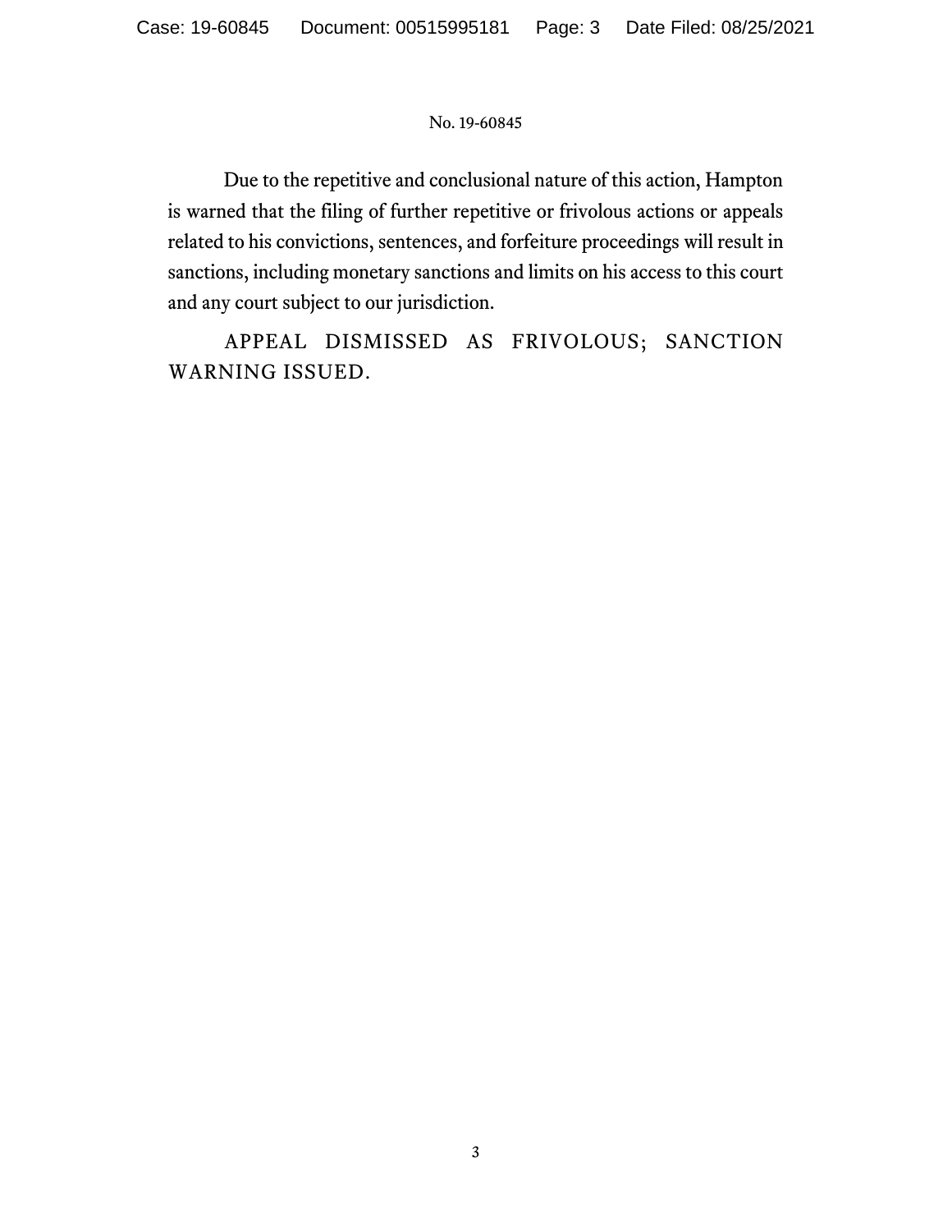Due to the repetitive and conclusional nature of this action, Hampton is warned that the filing of further repetitive or frivolous actions or appeals related to his convictions, sentences, and forfeiture proceedings will result in sanctions, including monetary sanctions and limits on his access to this court and any court subject to our jurisdiction.

APPEAL DISMISSED AS FRIVOLOUS; SANCTION WARNING ISSUED.